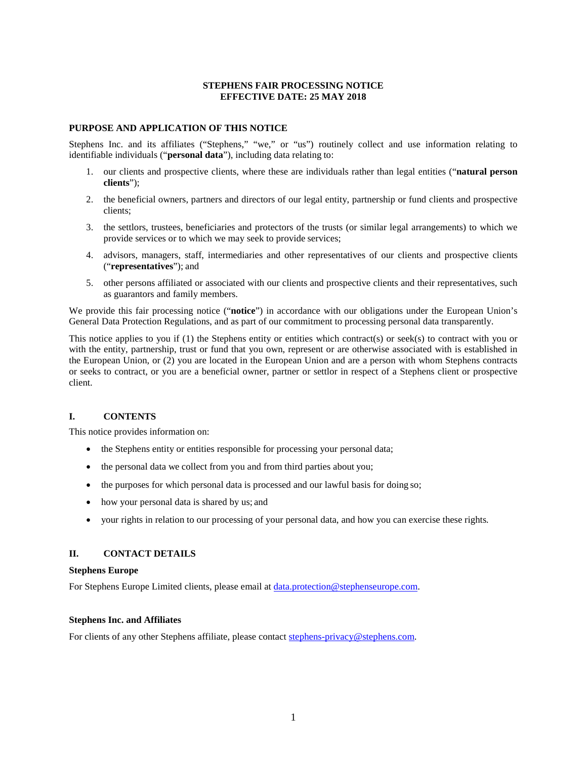# STEPHENS FAIR PROCESSING NOTICE
# EFFECTIVE DATE: 25 MAY 2018

## PURPOSE AND APPLICATION OF THIS NOTICE

Stephens Inc. and its affiliates ("Stephens," "we," or "us") routinely collect and use information relating to identifiable individuals ("**personal data**"), including data relating to:

1. our clients and prospective clients, where these are individuals rather than legal entities ("**natural person clients**");
2. the beneficial owners, partners and directors of our legal entity, partnership or fund clients and prospective clients;
3. the settlors, trustees, beneficiaries and protectors of the trusts (or similar legal arrangements) to which we provide services or to which we may seek to provide services;
4. advisors, managers, staff, intermediaries and other representatives of our clients and prospective clients ("**representatives**"); and
5. other persons affiliated or associated with our clients and prospective clients and their representatives, such as guarantors and family members.

We provide this fair processing notice ("**notice**") in accordance with our obligations under the European Union's General Data Protection Regulations, and as part of our commitment to processing personal data transparently.

This notice applies to you if (1) the Stephens entity or entities which contract(s) or seek(s) to contract with you or with the entity, partnership, trust or fund that you own, represent or are otherwise associated with is established in the European Union, or (2) you are located in the European Union and are a person with whom Stephens contracts or seeks to contract, or you are a beneficial owner, partner or settlor in respect of a Stephens client or prospective client.

## I. CONTENTS

This notice provides information on:

- the Stephens entity or entities responsible for processing your personal data;
- the personal data we collect from you and from third parties about you;
- the purposes for which personal data is processed and our lawful basis for doing so;
- how your personal data is shared by us; and
- your rights in relation to our processing of your personal data, and how you can exercise these rights.

## II. CONTACT DETAILS

### Stephens Europe

For Stephens Europe Limited clients, please email at data.protection@stephenseurope.com.

### Stephens Inc. and Affiliates

For clients of any other Stephens affiliate, please contact stephens-privacy@stephens.com.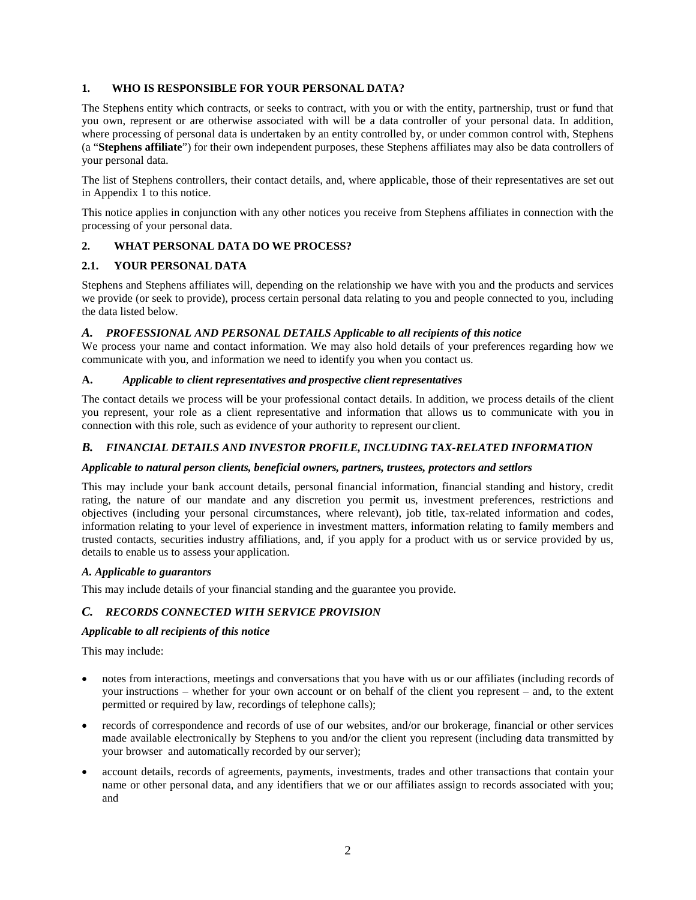## 1. WHO IS RESPONSIBLE FOR YOUR PERSONAL DATA?

The Stephens entity which contracts, or seeks to contract, with you or with the entity, partnership, trust or fund that you own, represent or are otherwise associated with will be a data controller of your personal data. In addition, where processing of personal data is undertaken by an entity controlled by, or under common control with, Stephens (a "**Stephens affiliate**") for their own independent purposes, these Stephens affiliates may also be data controllers of your personal data.

The list of Stephens controllers, their contact details, and, where applicable, those of their representatives are set out in Appendix 1 to this notice.

This notice applies in conjunction with any other notices you receive from Stephens affiliates in connection with the processing of your personal data.

## 2. WHAT PERSONAL DATA DO WE PROCESS?

### 2.1. YOUR PERSONAL DATA

Stephens and Stephens affiliates will, depending on the relationship we have with you and the products and services we provide (or seek to provide), process certain personal data relating to you and people connected to you, including the data listed below.

#### *A. PROFESSIONAL AND PERSONAL DETAILS Applicable to all recipients of this notice*

We process your name and contact information. We may also hold details of your preferences regarding how we communicate with you, and information we need to identify you when you contact us.

**A.** *Applicable to client representatives and prospective client representatives*

The contact details we process will be your professional contact details. In addition, we process details of the client you represent, your role as a client representative and information that allows us to communicate with you in connection with this role, such as evidence of your authority to represent our client.

#### *B. FINANCIAL DETAILS AND INVESTOR PROFILE, INCLUDING TAX-RELATED INFORMATION*

***Applicable to natural person clients, beneficial owners, partners, trustees, protectors and settlors***

This may include your bank account details, personal financial information, financial standing and history, credit rating, the nature of our mandate and any discretion you permit us, investment preferences, restrictions and objectives (including your personal circumstances, where relevant), job title, tax-related information and codes, information relating to your level of experience in investment matters, information relating to family members and trusted contacts, securities industry affiliations, and, if you apply for a product with us or service provided by us, details to enable us to assess your application.

***A. Applicable to guarantors***

This may include details of your financial standing and the guarantee you provide.

#### *C. RECORDS CONNECTED WITH SERVICE PROVISION*

***Applicable to all recipients of this notice***

This may include:

- notes from interactions, meetings and conversations that you have with us or our affiliates (including records of your instructions – whether for your own account or on behalf of the client you represent – and, to the extent permitted or required by law, recordings of telephone calls);
- records of correspondence and records of use of our websites, and/or our brokerage, financial or other services made available electronically by Stephens to you and/or the client you represent (including data transmitted by your browser and automatically recorded by our server);
- account details, records of agreements, payments, investments, trades and other transactions that contain your name or other personal data, and any identifiers that we or our affiliates assign to records associated with you; and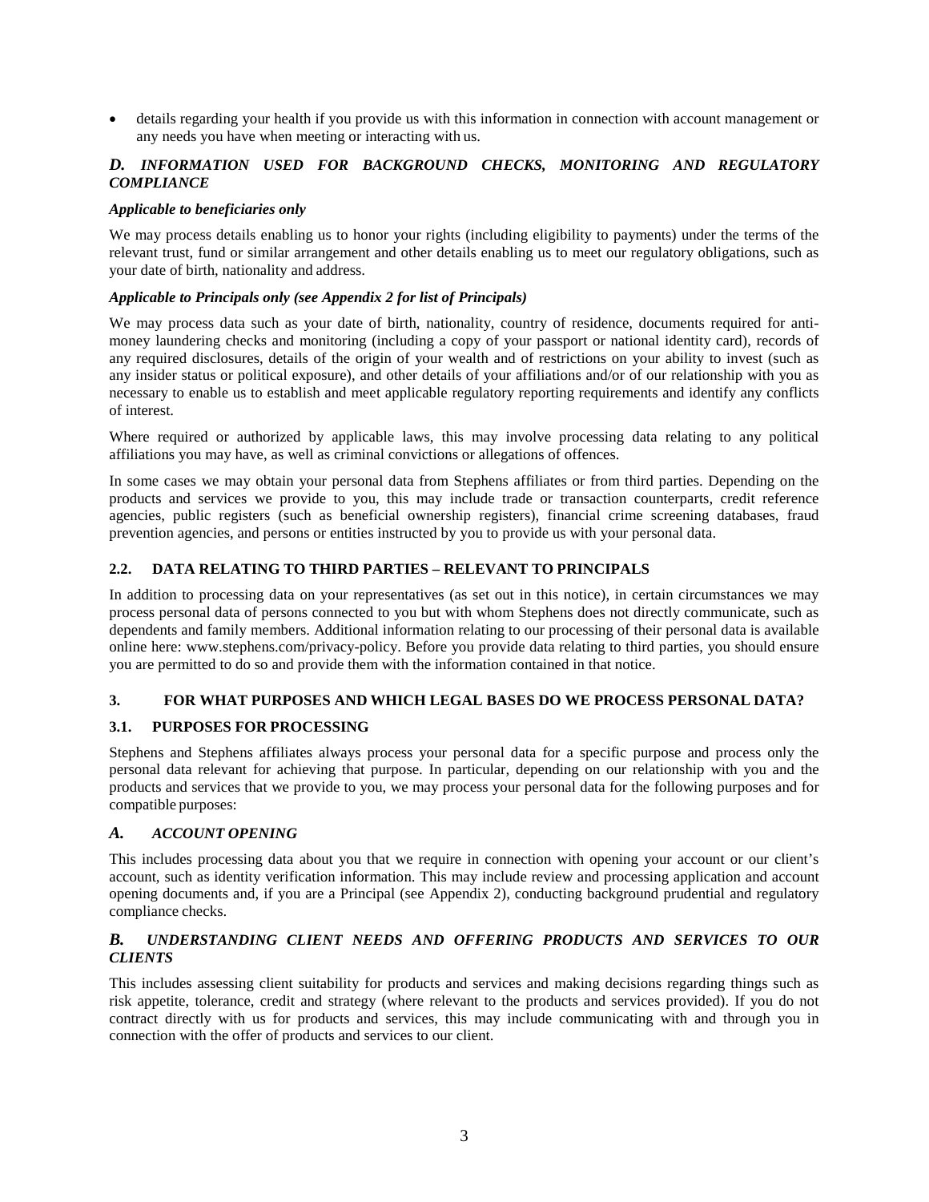- details regarding your health if you provide us with this information in connection with account management or any needs you have when meeting or interacting with us.

### *D. INFORMATION USED FOR BACKGROUND CHECKS, MONITORING AND REGULATORY COMPLIANCE*

***Applicable to beneficiaries only***

We may process details enabling us to honor your rights (including eligibility to payments) under the terms of the relevant trust, fund or similar arrangement and other details enabling us to meet our regulatory obligations, such as your date of birth, nationality and address.

***Applicable to Principals only (see Appendix 2 for list of Principals)***

We may process data such as your date of birth, nationality, country of residence, documents required for anti-money laundering checks and monitoring (including a copy of your passport or national identity card), records of any required disclosures, details of the origin of your wealth and of restrictions on your ability to invest (such as any insider status or political exposure), and other details of your affiliations and/or of our relationship with you as necessary to enable us to establish and meet applicable regulatory reporting requirements and identify any conflicts of interest.

Where required or authorized by applicable laws, this may involve processing data relating to any political affiliations you may have, as well as criminal convictions or allegations of offences.

In some cases we may obtain your personal data from Stephens affiliates or from third parties. Depending on the products and services we provide to you, this may include trade or transaction counterparts, credit reference agencies, public registers (such as beneficial ownership registers), financial crime screening databases, fraud prevention agencies, and persons or entities instructed by you to provide us with your personal data.

### 2.2. DATA RELATING TO THIRD PARTIES – RELEVANT TO PRINCIPALS

In addition to processing data on your representatives (as set out in this notice), in certain circumstances we may process personal data of persons connected to you but with whom Stephens does not directly communicate, such as dependents and family members. Additional information relating to our processing of their personal data is available online here: www.stephens.com/privacy-policy. Before you provide data relating to third parties, you should ensure you are permitted to do so and provide them with the information contained in that notice.

## 3. FOR WHAT PURPOSES AND WHICH LEGAL BASES DO WE PROCESS PERSONAL DATA?

### 3.1. PURPOSES FOR PROCESSING

Stephens and Stephens affiliates always process your personal data for a specific purpose and process only the personal data relevant for achieving that purpose. In particular, depending on our relationship with you and the products and services that we provide to you, we may process your personal data for the following purposes and for compatible purposes:

### *A. ACCOUNT OPENING*

This includes processing data about you that we require in connection with opening your account or our client's account, such as identity verification information. This may include review and processing application and account opening documents and, if you are a Principal (see Appendix 2), conducting background prudential and regulatory compliance checks.

### *B. UNDERSTANDING CLIENT NEEDS AND OFFERING PRODUCTS AND SERVICES TO OUR CLIENTS*

This includes assessing client suitability for products and services and making decisions regarding things such as risk appetite, tolerance, credit and strategy (where relevant to the products and services provided). If you do not contract directly with us for products and services, this may include communicating with and through you in connection with the offer of products and services to our client.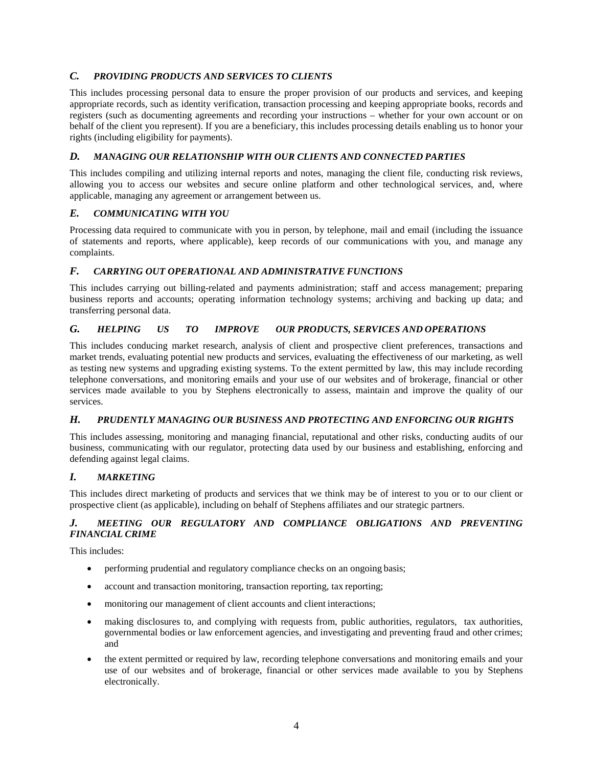### *C. PROVIDING PRODUCTS AND SERVICES TO CLIENTS*

This includes processing personal data to ensure the proper provision of our products and services, and keeping appropriate records, such as identity verification, transaction processing and keeping appropriate books, records and registers (such as documenting agreements and recording your instructions – whether for your own account or on behalf of the client you represent). If you are a beneficiary, this includes processing details enabling us to honor your rights (including eligibility for payments).

### *D. MANAGING OUR RELATIONSHIP WITH OUR CLIENTS AND CONNECTED PARTIES*

This includes compiling and utilizing internal reports and notes, managing the client file, conducting risk reviews, allowing you to access our websites and secure online platform and other technological services, and, where applicable, managing any agreement or arrangement between us.

### *E. COMMUNICATING WITH YOU*

Processing data required to communicate with you in person, by telephone, mail and email (including the issuance of statements and reports, where applicable), keep records of our communications with you, and manage any complaints.

### *F. CARRYING OUT OPERATIONAL AND ADMINISTRATIVE FUNCTIONS*

This includes carrying out billing-related and payments administration; staff and access management; preparing business reports and accounts; operating information technology systems; archiving and backing up data; and transferring personal data.

### *G. HELPING US TO IMPROVE OUR PRODUCTS, SERVICES AND OPERATIONS*

This includes conducing market research, analysis of client and prospective client preferences, transactions and market trends, evaluating potential new products and services, evaluating the effectiveness of our marketing, as well as testing new systems and upgrading existing systems. To the extent permitted by law, this may include recording telephone conversations, and monitoring emails and your use of our websites and of brokerage, financial or other services made available to you by Stephens electronically to assess, maintain and improve the quality of our services.

### *H. PRUDENTLY MANAGING OUR BUSINESS AND PROTECTING AND ENFORCING OUR RIGHTS*

This includes assessing, monitoring and managing financial, reputational and other risks, conducting audits of our business, communicating with our regulator, protecting data used by our business and establishing, enforcing and defending against legal claims.

### *I. MARKETING*

This includes direct marketing of products and services that we think may be of interest to you or to our client or prospective client (as applicable), including on behalf of Stephens affiliates and our strategic partners.

### *J. MEETING OUR REGULATORY AND COMPLIANCE OBLIGATIONS AND PREVENTING FINANCIAL CRIME*

This includes:

- performing prudential and regulatory compliance checks on an ongoing basis;
- account and transaction monitoring, transaction reporting, tax reporting;
- monitoring our management of client accounts and client interactions;
- making disclosures to, and complying with requests from, public authorities, regulators, tax authorities, governmental bodies or law enforcement agencies, and investigating and preventing fraud and other crimes; and
- the extent permitted or required by law, recording telephone conversations and monitoring emails and your use of our websites and of brokerage, financial or other services made available to you by Stephens electronically.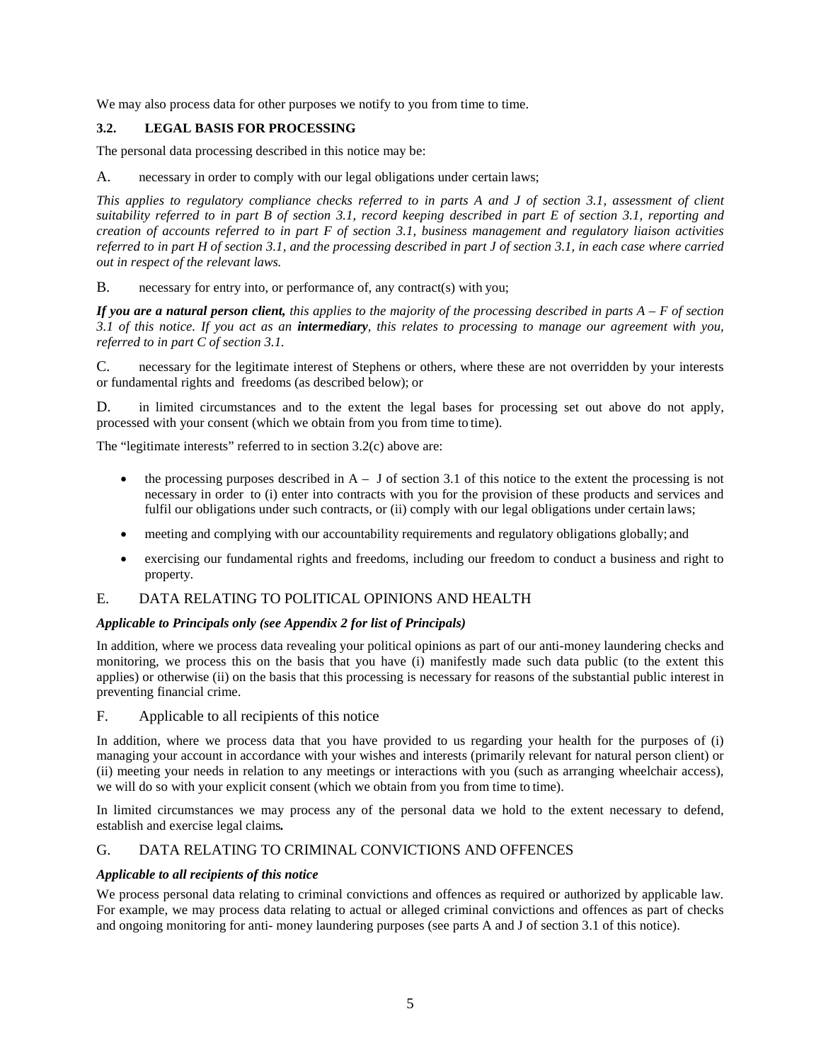We may also process data for other purposes we notify to you from time to time.

### 3.2. LEGAL BASIS FOR PROCESSING

The personal data processing described in this notice may be:

A. necessary in order to comply with our legal obligations under certain laws;

*This applies to regulatory compliance checks referred to in parts A and J of section 3.1, assessment of client suitability referred to in part B of section 3.1, record keeping described in part E of section 3.1, reporting and creation of accounts referred to in part F of section 3.1, business management and regulatory liaison activities referred to in part H of section 3.1, and the processing described in part J of section 3.1, in each case where carried out in respect of the relevant laws.*

B. necessary for entry into, or performance of, any contract(s) with you;

***If you are a natural person client,*** *this applies to the majority of the processing described in parts A – F of section 3.1 of this notice. If you act as an* ***intermediary****, this relates to processing to manage our agreement with you, referred to in part C of section 3.1.*

C. necessary for the legitimate interest of Stephens or others, where these are not overridden by your interests or fundamental rights and freedoms (as described below); or

D. in limited circumstances and to the extent the legal bases for processing set out above do not apply, processed with your consent (which we obtain from you from time to time).

The "legitimate interests" referred to in section 3.2(c) above are:

- the processing purposes described in A – J of section 3.1 of this notice to the extent the processing is not necessary in order to (i) enter into contracts with you for the provision of these products and services and fulfil our obligations under such contracts, or (ii) comply with our legal obligations under certain laws;
- meeting and complying with our accountability requirements and regulatory obligations globally; and
- exercising our fundamental rights and freedoms, including our freedom to conduct a business and right to property.

### E. DATA RELATING TO POLITICAL OPINIONS AND HEALTH

***Applicable to Principals only (see Appendix 2 for list of Principals)***

In addition, where we process data revealing your political opinions as part of our anti-money laundering checks and monitoring, we process this on the basis that you have (i) manifestly made such data public (to the extent this applies) or otherwise (ii) on the basis that this processing is necessary for reasons of the substantial public interest in preventing financial crime.

### F. Applicable to all recipients of this notice

In addition, where we process data that you have provided to us regarding your health for the purposes of (i) managing your account in accordance with your wishes and interests (primarily relevant for natural person client) or (ii) meeting your needs in relation to any meetings or interactions with you (such as arranging wheelchair access), we will do so with your explicit consent (which we obtain from you from time to time).

In limited circumstances we may process any of the personal data we hold to the extent necessary to defend, establish and exercise legal claims**.**

### G. DATA RELATING TO CRIMINAL CONVICTIONS AND OFFENCES

***Applicable to all recipients of this notice***

We process personal data relating to criminal convictions and offences as required or authorized by applicable law. For example, we may process data relating to actual or alleged criminal convictions and offences as part of checks and ongoing monitoring for anti- money laundering purposes (see parts A and J of section 3.1 of this notice).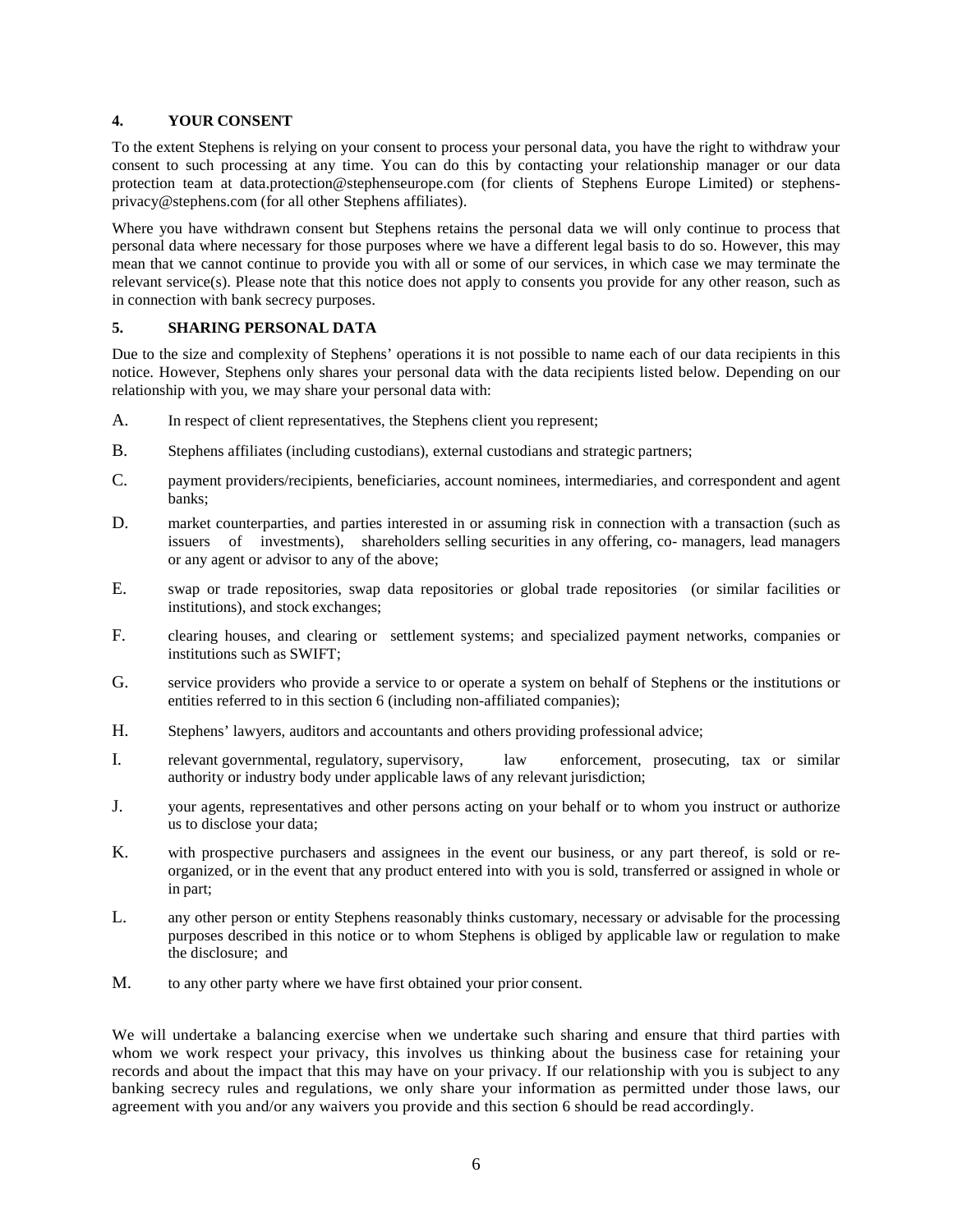## 4. YOUR CONSENT

To the extent Stephens is relying on your consent to process your personal data, you have the right to withdraw your consent to such processing at any time. You can do this by contacting your relationship manager or our data protection team at data.protection@stephenseurope.com (for clients of Stephens Europe Limited) or stephens-privacy@stephens.com (for all other Stephens affiliates).

Where you have withdrawn consent but Stephens retains the personal data we will only continue to process that personal data where necessary for those purposes where we have a different legal basis to do so. However, this may mean that we cannot continue to provide you with all or some of our services, in which case we may terminate the relevant service(s). Please note that this notice does not apply to consents you provide for any other reason, such as in connection with bank secrecy purposes.

## 5. SHARING PERSONAL DATA

Due to the size and complexity of Stephens' operations it is not possible to name each of our data recipients in this notice. However, Stephens only shares your personal data with the data recipients listed below. Depending on our relationship with you, we may share your personal data with:

A. In respect of client representatives, the Stephens client you represent;

B. Stephens affiliates (including custodians), external custodians and strategic partners;

C. payment providers/recipients, beneficiaries, account nominees, intermediaries, and correspondent and agent banks;

D. market counterparties, and parties interested in or assuming risk in connection with a transaction (such as issuers of investments), shareholders selling securities in any offering, co- managers, lead managers or any agent or advisor to any of the above;

E. swap or trade repositories, swap data repositories or global trade repositories (or similar facilities or institutions), and stock exchanges;

F. clearing houses, and clearing or settlement systems; and specialized payment networks, companies or institutions such as SWIFT;

G. service providers who provide a service to or operate a system on behalf of Stephens or the institutions or entities referred to in this section 6 (including non-affiliated companies);

H. Stephens' lawyers, auditors and accountants and others providing professional advice;

I. relevant governmental, regulatory, supervisory, law enforcement, prosecuting, tax or similar authority or industry body under applicable laws of any relevant jurisdiction;

J. your agents, representatives and other persons acting on your behalf or to whom you instruct or authorize us to disclose your data;

K. with prospective purchasers and assignees in the event our business, or any part thereof, is sold or re-organized, or in the event that any product entered into with you is sold, transferred or assigned in whole or in part;

L. any other person or entity Stephens reasonably thinks customary, necessary or advisable for the processing purposes described in this notice or to whom Stephens is obliged by applicable law or regulation to make the disclosure; and

M. to any other party where we have first obtained your prior consent.

We will undertake a balancing exercise when we undertake such sharing and ensure that third parties with whom we work respect your privacy, this involves us thinking about the business case for retaining your records and about the impact that this may have on your privacy. If our relationship with you is subject to any banking secrecy rules and regulations, we only share your information as permitted under those laws, our agreement with you and/or any waivers you provide and this section 6 should be read accordingly.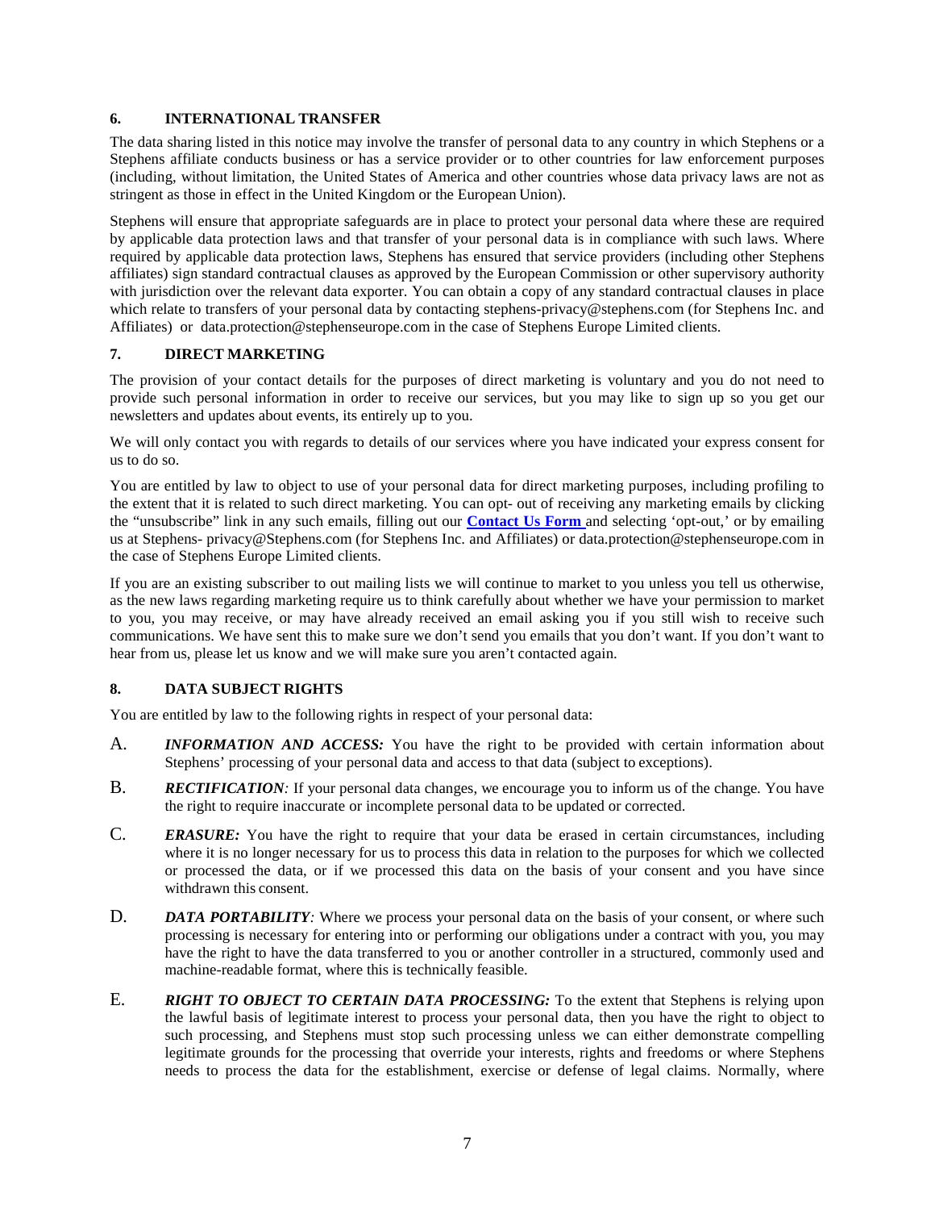## 6. INTERNATIONAL TRANSFER

The data sharing listed in this notice may involve the transfer of personal data to any country in which Stephens or a Stephens affiliate conducts business or has a service provider or to other countries for law enforcement purposes (including, without limitation, the United States of America and other countries whose data privacy laws are not as stringent as those in effect in the United Kingdom or the European Union).

Stephens will ensure that appropriate safeguards are in place to protect your personal data where these are required by applicable data protection laws and that transfer of your personal data is in compliance with such laws. Where required by applicable data protection laws, Stephens has ensured that service providers (including other Stephens affiliates) sign standard contractual clauses as approved by the European Commission or other supervisory authority with jurisdiction over the relevant data exporter. You can obtain a copy of any standard contractual clauses in place which relate to transfers of your personal data by contacting stephens-privacy@stephens.com (for Stephens Inc. and Affiliates) or data.protection@stephenseurope.com in the case of Stephens Europe Limited clients.

## 7. DIRECT MARKETING

The provision of your contact details for the purposes of direct marketing is voluntary and you do not need to provide such personal information in order to receive our services, but you may like to sign up so you get our newsletters and updates about events, its entirely up to you.

We will only contact you with regards to details of our services where you have indicated your express consent for us to do so.

You are entitled by law to object to use of your personal data for direct marketing purposes, including profiling to the extent that it is related to such direct marketing. You can opt- out of receiving any marketing emails by clicking the "unsubscribe" link in any such emails, filling out our **Contact Us Form** and selecting 'opt-out,' or by emailing us at Stephens- privacy@Stephens.com (for Stephens Inc. and Affiliates) or data.protection@stephenseurope.com in the case of Stephens Europe Limited clients.

If you are an existing subscriber to out mailing lists we will continue to market to you unless you tell us otherwise, as the new laws regarding marketing require us to think carefully about whether we have your permission to market to you, you may receive, or may have already received an email asking you if you still wish to receive such communications. We have sent this to make sure we don't send you emails that you don't want. If you don't want to hear from us, please let us know and we will make sure you aren't contacted again.

## 8. DATA SUBJECT RIGHTS

You are entitled by law to the following rights in respect of your personal data:

A. ***INFORMATION AND ACCESS:*** You have the right to be provided with certain information about Stephens' processing of your personal data and access to that data (subject to exceptions).

B. ***RECTIFICATION****:* If your personal data changes, we encourage you to inform us of the change. You have the right to require inaccurate or incomplete personal data to be updated or corrected.

C. ***ERASURE:*** You have the right to require that your data be erased in certain circumstances, including where it is no longer necessary for us to process this data in relation to the purposes for which we collected or processed the data, or if we processed this data on the basis of your consent and you have since withdrawn this consent.

D. ***DATA PORTABILITY****:* Where we process your personal data on the basis of your consent, or where such processing is necessary for entering into or performing our obligations under a contract with you, you may have the right to have the data transferred to you or another controller in a structured, commonly used and machine-readable format, where this is technically feasible.

E. ***RIGHT TO OBJECT TO CERTAIN DATA PROCESSING:*** To the extent that Stephens is relying upon the lawful basis of legitimate interest to process your personal data, then you have the right to object to such processing, and Stephens must stop such processing unless we can either demonstrate compelling legitimate grounds for the processing that override your interests, rights and freedoms or where Stephens needs to process the data for the establishment, exercise or defense of legal claims. Normally, where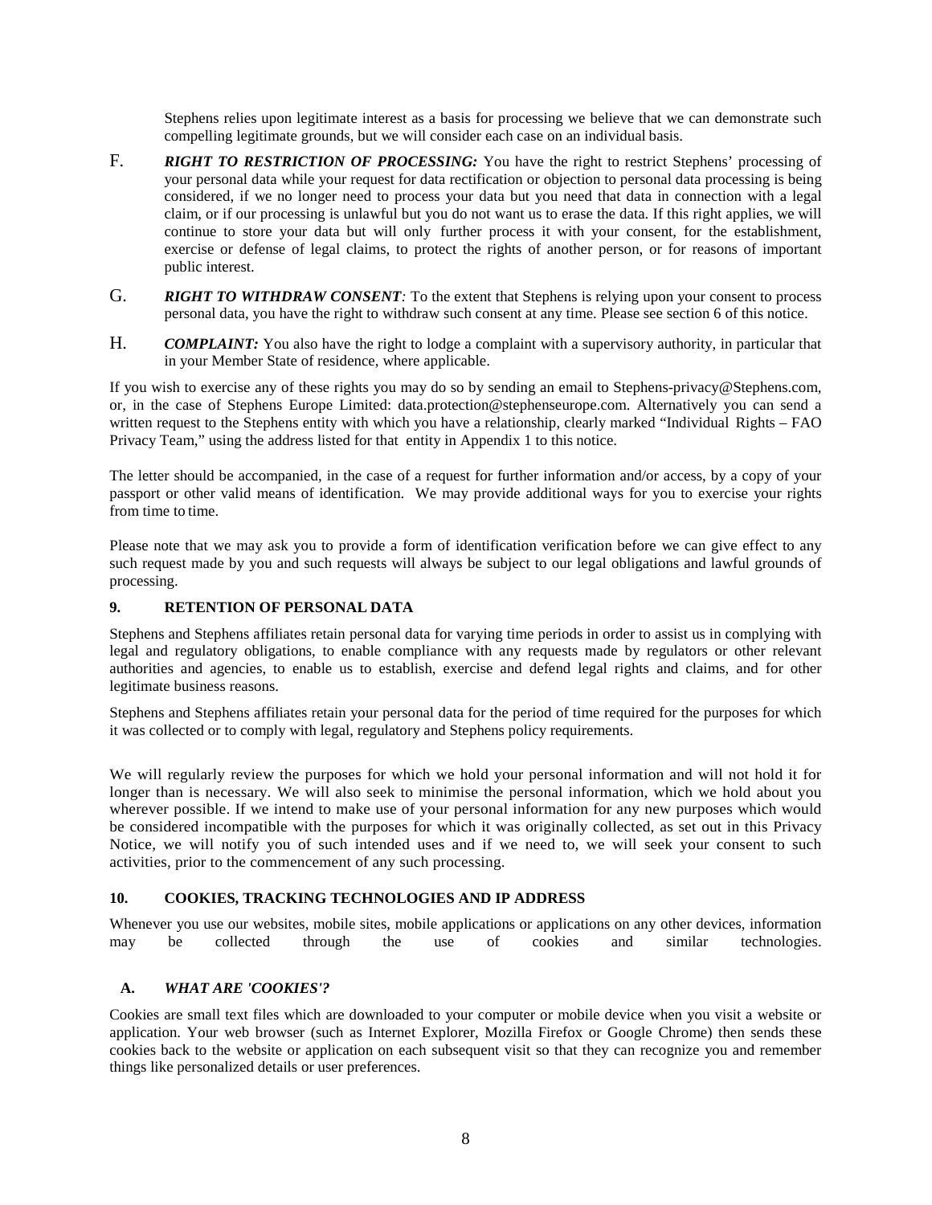Stephens relies upon legitimate interest as a basis for processing we believe that we can demonstrate such compelling legitimate grounds, but we will consider each case on an individual basis.

F. ***RIGHT TO RESTRICTION OF PROCESSING:*** You have the right to restrict Stephens' processing of your personal data while your request for data rectification or objection to personal data processing is being considered, if we no longer need to process your data but you need that data in connection with a legal claim, or if our processing is unlawful but you do not want us to erase the data. If this right applies, we will continue to store your data but will only further process it with your consent, for the establishment, exercise or defense of legal claims, to protect the rights of another person, or for reasons of important public interest.

G. ***RIGHT TO WITHDRAW CONSENT***: To the extent that Stephens is relying upon your consent to process personal data, you have the right to withdraw such consent at any time. Please see section 6 of this notice.

H. ***COMPLAINT:*** You also have the right to lodge a complaint with a supervisory authority, in particular that in your Member State of residence, where applicable.

If you wish to exercise any of these rights you may do so by sending an email to Stephens-privacy@Stephens.com, or, in the case of Stephens Europe Limited: data.protection@stephenseurope.com. Alternatively you can send a written request to the Stephens entity with which you have a relationship, clearly marked "Individual Rights – FAO Privacy Team," using the address listed for that entity in Appendix 1 to this notice.

The letter should be accompanied, in the case of a request for further information and/or access, by a copy of your passport or other valid means of identification. We may provide additional ways for you to exercise your rights from time to time.

Please note that we may ask you to provide a form of identification verification before we can give effect to any such request made by you and such requests will always be subject to our legal obligations and lawful grounds of processing.

## 9. RETENTION OF PERSONAL DATA

Stephens and Stephens affiliates retain personal data for varying time periods in order to assist us in complying with legal and regulatory obligations, to enable compliance with any requests made by regulators or other relevant authorities and agencies, to enable us to establish, exercise and defend legal rights and claims, and for other legitimate business reasons.

Stephens and Stephens affiliates retain your personal data for the period of time required for the purposes for which it was collected or to comply with legal, regulatory and Stephens policy requirements.

We will regularly review the purposes for which we hold your personal information and will not hold it for longer than is necessary. We will also seek to minimise the personal information, which we hold about you wherever possible. If we intend to make use of your personal information for any new purposes which would be considered incompatible with the purposes for which it was originally collected, as set out in this Privacy Notice, we will notify you of such intended uses and if we need to, we will seek your consent to such activities, prior to the commencement of any such processing.

## 10. COOKIES, TRACKING TECHNOLOGIES AND IP ADDRESS

Whenever you use our websites, mobile sites, mobile applications or applications on any other devices, information may be collected through the use of cookies and similar technologies.

### A. *WHAT ARE 'COOKIES'?*

Cookies are small text files which are downloaded to your computer or mobile device when you visit a website or application. Your web browser (such as Internet Explorer, Mozilla Firefox or Google Chrome) then sends these cookies back to the website or application on each subsequent visit so that they can recognize you and remember things like personalized details or user preferences.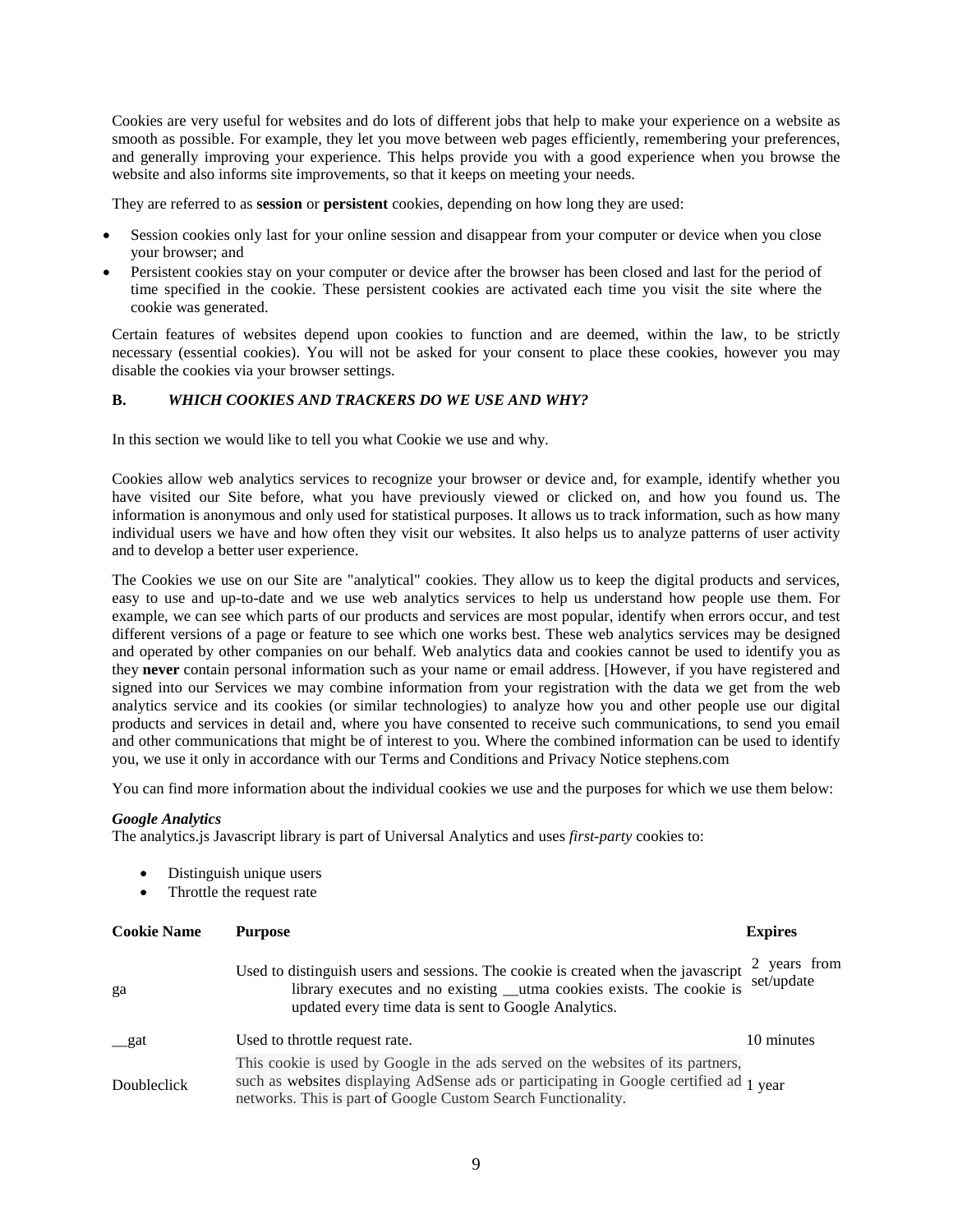Cookies are very useful for websites and do lots of different jobs that help to make your experience on a website as smooth as possible. For example, they let you move between web pages efficiently, remembering your preferences, and generally improving your experience. This helps provide you with a good experience when you browse the website and also informs site improvements, so that it keeps on meeting your needs.

They are referred to as **session** or **persistent** cookies, depending on how long they are used:

- Session cookies only last for your online session and disappear from your computer or device when you close your browser; and
- Persistent cookies stay on your computer or device after the browser has been closed and last for the period of time specified in the cookie. These persistent cookies are activated each time you visit the site where the cookie was generated.

Certain features of websites depend upon cookies to function and are deemed, within the law, to be strictly necessary (essential cookies). You will not be asked for your consent to place these cookies, however you may disable the cookies via your browser settings.

### B. *WHICH COOKIES AND TRACKERS DO WE USE AND WHY?*

In this section we would like to tell you what Cookie we use and why.

Cookies allow web analytics services to recognize your browser or device and, for example, identify whether you have visited our Site before, what you have previously viewed or clicked on, and how you found us. The information is anonymous and only used for statistical purposes. It allows us to track information, such as how many individual users we have and how often they visit our websites. It also helps us to analyze patterns of user activity and to develop a better user experience.

The Cookies we use on our Site are "analytical" cookies. They allow us to keep the digital products and services, easy to use and up-to-date and we use web analytics services to help us understand how people use them. For example, we can see which parts of our products and services are most popular, identify when errors occur, and test different versions of a page or feature to see which one works best. These web analytics services may be designed and operated by other companies on our behalf. Web analytics data and cookies cannot be used to identify you as they **never** contain personal information such as your name or email address. [However, if you have registered and signed into our Services we may combine information from your registration with the data we get from the web analytics service and its cookies (or similar technologies) to analyze how you and other people use our digital products and services in detail and, where you have consented to receive such communications, to send you email and other communications that might be of interest to you. Where the combined information can be used to identify you, we use it only in accordance with our Terms and Conditions and Privacy Notice stephens.com

You can find more information about the individual cookies we use and the purposes for which we use them below:

***Google Analytics***
The analytics.js Javascript library is part of Universal Analytics and uses *first-party* cookies to:

- Distinguish unique users
- Throttle the request rate

| Cookie Name | Purpose | Expires |
|---|---|---|
| ga | Used to distinguish users and sessions. The cookie is created when the javascript library executes and no existing __utma cookies exists. The cookie is updated every time data is sent to Google Analytics. | 2 years from set/update |
| __gat | Used to throttle request rate. | 10 minutes |
| Doubleclick | This cookie is used by Google in the ads served on the websites of its partners, such as websites displaying AdSense ads or participating in Google certified ad networks. This is part of Google Custom Search Functionality. | 1 year |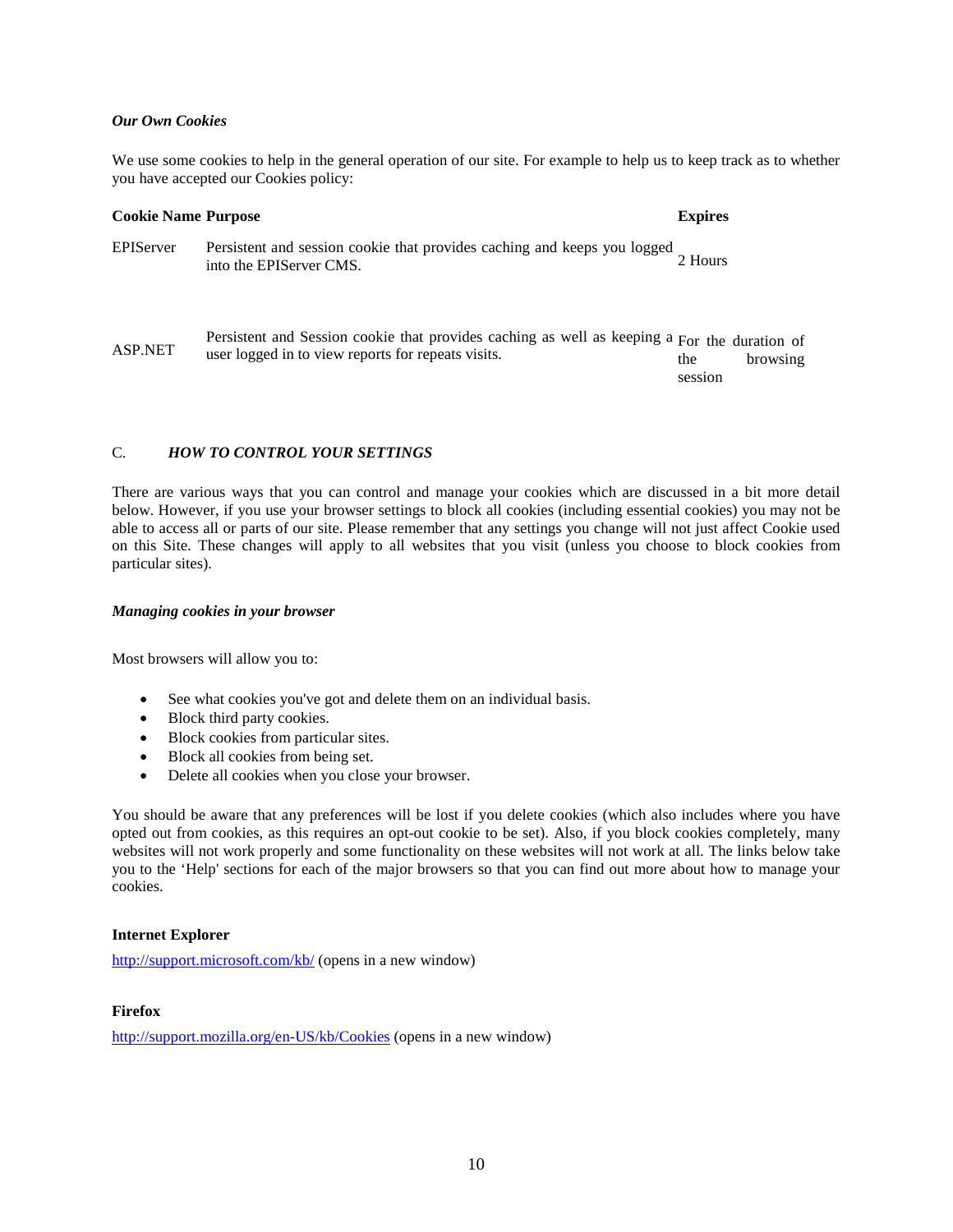*Our Own Cookies*

We use some cookies to help in the general operation of our site. For example to help us to keep track as to whether you have accepted our Cookies policy:

| Cookie Name | Purpose | Expires |
|---|---|---|
| EPIServer | Persistent and session cookie that provides caching and keeps you logged into the EPIServer CMS. | 2 Hours |
| ASP.NET | Persistent and Session cookie that provides caching as well as keeping a user logged in to view reports for repeats visits. | For the duration of the browsing session |

C. ***HOW TO CONTROL YOUR SETTINGS***

There are various ways that you can control and manage your cookies which are discussed in a bit more detail below. However, if you use your browser settings to block all cookies (including essential cookies) you may not be able to access all or parts of our site. Please remember that any settings you change will not just affect Cookie used on this Site. These changes will apply to all websites that you visit (unless you choose to block cookies from particular sites).

***Managing cookies in your browser***

Most browsers will allow you to:

- See what cookies you've got and delete them on an individual basis.
- Block third party cookies.
- Block cookies from particular sites.
- Block all cookies from being set.
- Delete all cookies when you close your browser.

You should be aware that any preferences will be lost if you delete cookies (which also includes where you have opted out from cookies, as this requires an opt-out cookie to be set). Also, if you block cookies completely, many websites will not work properly and some functionality on these websites will not work at all. The links below take you to the 'Help' sections for each of the major browsers so that you can find out more about how to manage your cookies.

**Internet Explorer**

http://support.microsoft.com/kb/ (opens in a new window)

**Firefox**

http://support.mozilla.org/en-US/kb/Cookies (opens in a new window)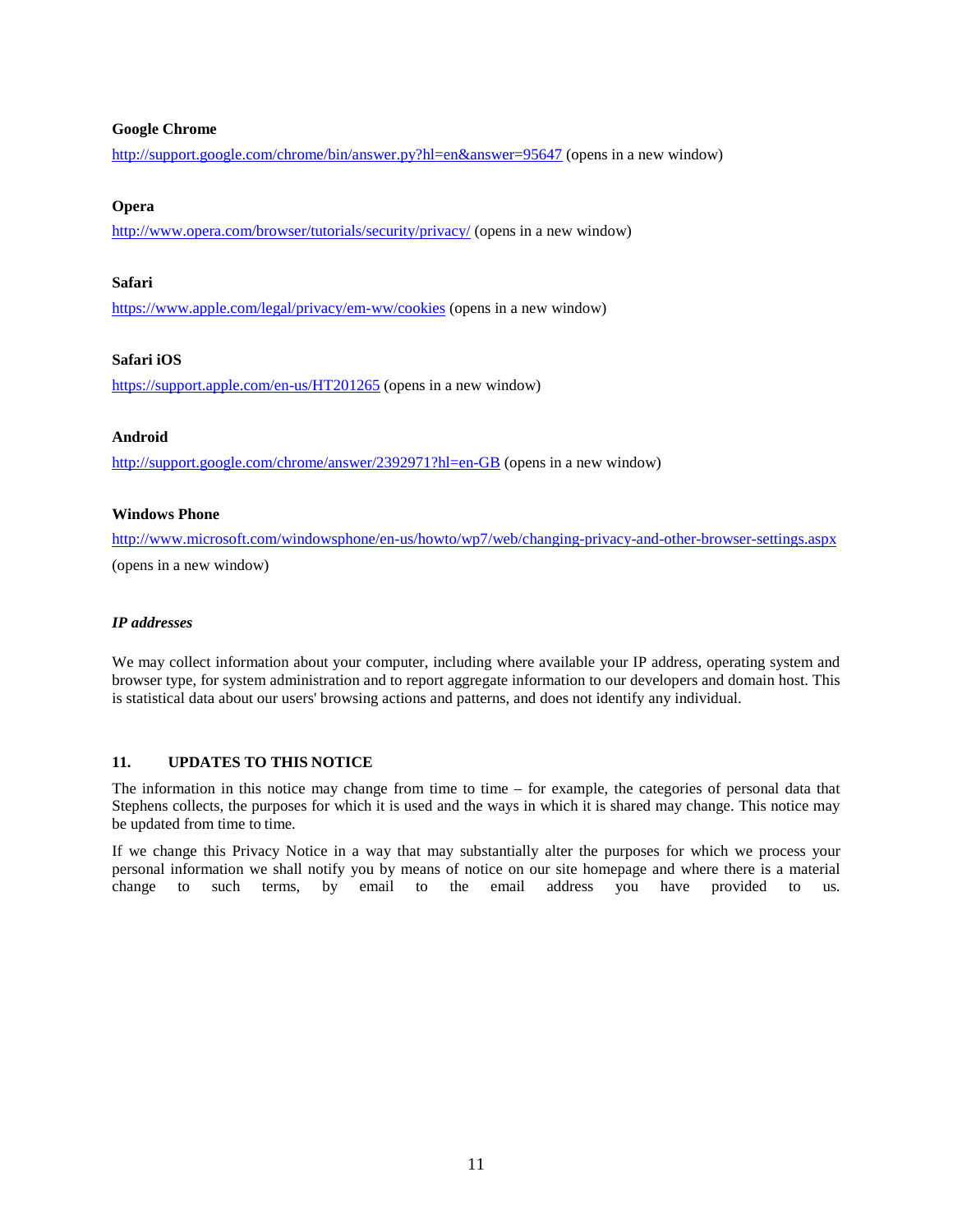**Google Chrome**

http://support.google.com/chrome/bin/answer.py?hl=en&answer=95647 (opens in a new window)

**Opera**

http://www.opera.com/browser/tutorials/security/privacy/ (opens in a new window)

**Safari**

https://www.apple.com/legal/privacy/em-ww/cookies (opens in a new window)

**Safari iOS**

https://support.apple.com/en-us/HT201265 (opens in a new window)

**Android**

http://support.google.com/chrome/answer/2392971?hl=en-GB (opens in a new window)

**Windows Phone**

http://www.microsoft.com/windowsphone/en-us/howto/wp7/web/changing-privacy-and-other-browser-settings.aspx (opens in a new window)

***IP addresses***

We may collect information about your computer, including where available your IP address, operating system and browser type, for system administration and to report aggregate information to our developers and domain host. This is statistical data about our users' browsing actions and patterns, and does not identify any individual.

## 11. UPDATES TO THIS NOTICE

The information in this notice may change from time to time – for example, the categories of personal data that Stephens collects, the purposes for which it is used and the ways in which it is shared may change. This notice may be updated from time to time.

If we change this Privacy Notice in a way that may substantially alter the purposes for which we process your personal information we shall notify you by means of notice on our site homepage and where there is a material change to such terms, by email to the email address you have provided to us.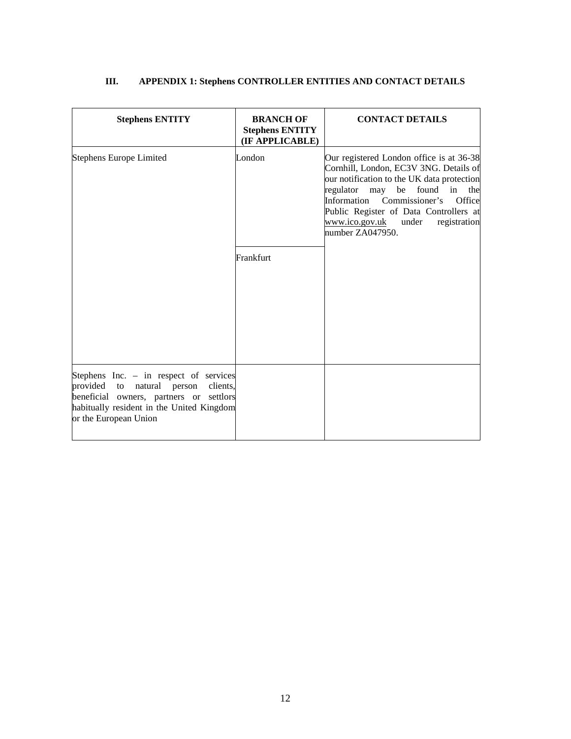### III. APPENDIX 1: Stephens CONTROLLER ENTITIES AND CONTACT DETAILS

| Stephens ENTITY | BRANCH OF Stephens ENTITY (IF APPLICABLE) | CONTACT DETAILS |
|---|---|---|
| Stephens Europe Limited | London | Our registered London office is at 36-38 Cornhill, London, EC3V 3NG. Details of our notification to the UK data protection regulator may be found in the Information Commissioner's Office Public Register of Data Controllers at www.ico.gov.uk under registration number ZA047950. |
| | Frankfurt | |
| Stephens Inc. – in respect of services provided to natural person clients, beneficial owners, partners or settlors habitually resident in the United Kingdom or the European Union | | |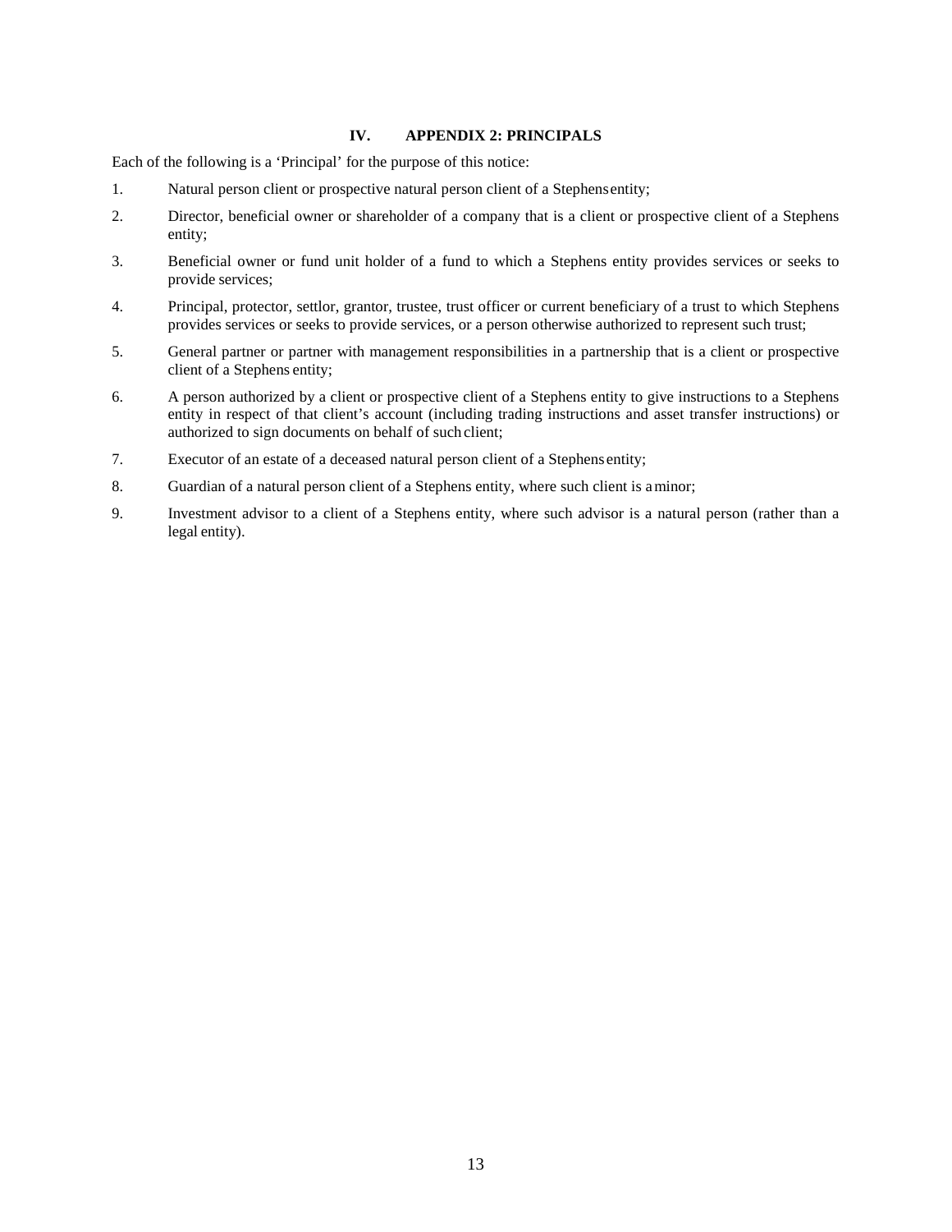## IV. APPENDIX 2: PRINCIPALS

Each of the following is a 'Principal' for the purpose of this notice:

1. Natural person client or prospective natural person client of a Stephens entity;
2. Director, beneficial owner or shareholder of a company that is a client or prospective client of a Stephens entity;
3. Beneficial owner or fund unit holder of a fund to which a Stephens entity provides services or seeks to provide services;
4. Principal, protector, settlor, grantor, trustee, trust officer or current beneficiary of a trust to which Stephens provides services or seeks to provide services, or a person otherwise authorized to represent such trust;
5. General partner or partner with management responsibilities in a partnership that is a client or prospective client of a Stephens entity;
6. A person authorized by a client or prospective client of a Stephens entity to give instructions to a Stephens entity in respect of that client's account (including trading instructions and asset transfer instructions) or authorized to sign documents on behalf of such client;
7. Executor of an estate of a deceased natural person client of a Stephens entity;
8. Guardian of a natural person client of a Stephens entity, where such client is a minor;
9. Investment advisor to a client of a Stephens entity, where such advisor is a natural person (rather than a legal entity).